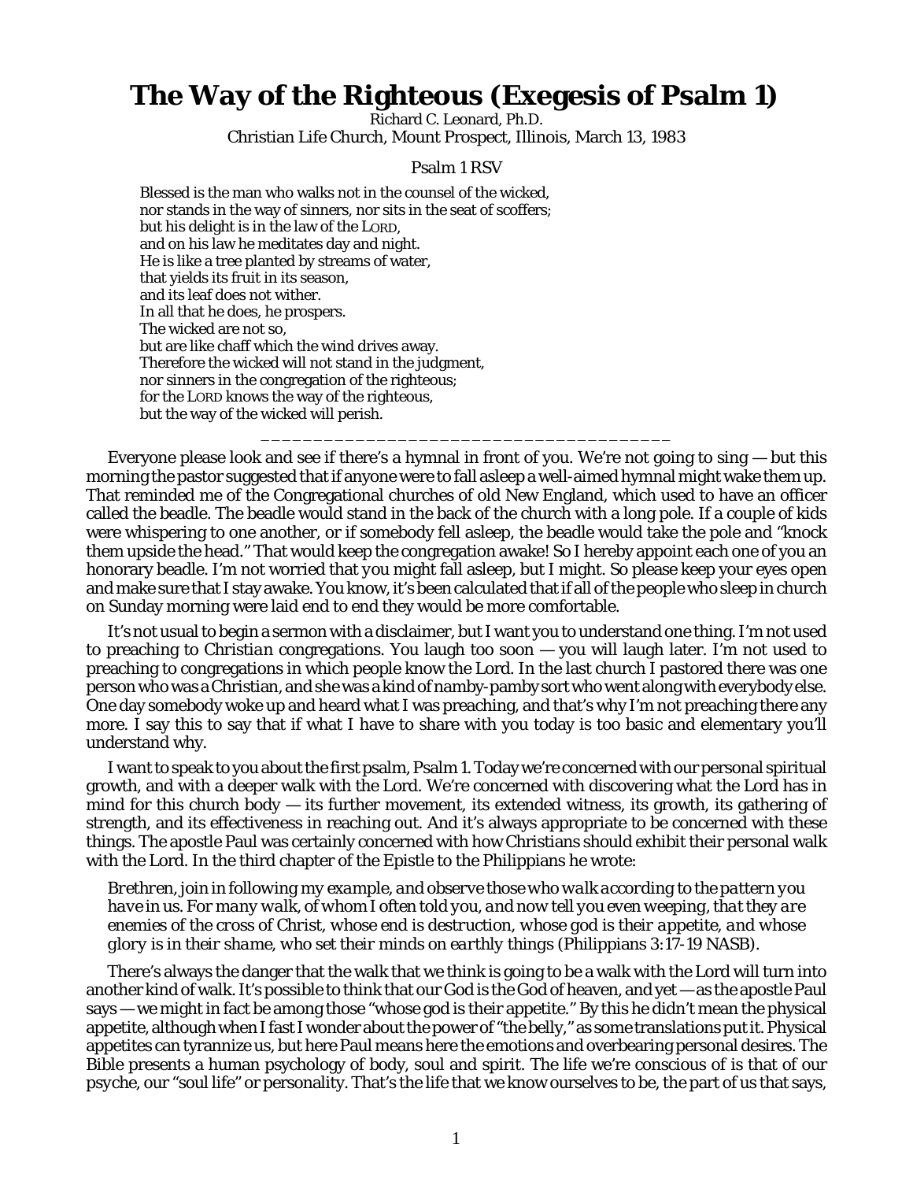# The Way of the Righteous (Exegesis of Psalm 1)

Richard C. Leonard, Ph.D.
Christian Life Church, Mount Prospect, Illinois, March 13, 1983

Psalm 1 RSV

> Blessed is the man who walks not in the counsel of the wicked,
> nor stands in the way of sinners, nor sits in the seat of scoffers;
> but his delight is in the law of the LORD,
> and on his law he meditates day and night.
> He is like a tree planted by streams of water,
> that yields its fruit in its season,
> and its leaf does not wither.
> In all that he does, he prospers.
> The wicked are not so,
> but are like chaff which the wind drives away.
> Therefore the wicked will not stand in the judgment,
> nor sinners in the congregation of the righteous;
> for the LORD knows the way of the righteous,
> but the way of the wicked will perish.

\_\_\_\_\_\_\_\_\_\_\_\_\_\_\_\_\_\_\_\_\_\_\_\_\_\_\_\_\_\_\_\_\_\_\_\_\_\_\_

Everyone please look and see if there's a hymnal in front of you. We're not going to sing — but this morning the pastor suggested that if anyone were to fall asleep a well-aimed hymnal might wake them up. That reminded me of the Congregational churches of old New England, which used to have an officer called the beadle. The beadle would stand in the back of the church with a long pole. If a couple of kids were whispering to one another, or if somebody fell asleep, the beadle would take the pole and "knock them upside the head." That would keep the congregation awake! So I hereby appoint each one of you an honorary beadle. I'm not worried that *you* might fall asleep, but I might. So please keep your eyes open and make sure that I stay awake. You know, it's been calculated that if all of the people who sleep in church on Sunday morning were laid end to end they would be more comfortable.

It's not usual to begin a sermon with a disclaimer, but I want you to understand one thing. I'm not used to preaching to *Christian* congregations. You laugh too soon — you will laugh later. I'm not used to preaching to congregations in which people know the Lord. In the last church I pastored there was one person who was a Christian, and she was a kind of namby-pamby sort who went along with everybody else. One day somebody woke up and heard what I was preaching, and that's why I'm not preaching there any more. I say this to say that if what I have to share with you today is too basic and elementary you'll understand why.

I want to speak to you about the first psalm, Psalm 1. Today we're concerned with our personal spiritual growth, and with a deeper walk with the Lord. We're concerned with discovering what the Lord has in mind for this church body — its further movement, its extended witness, its growth, its gathering of strength, and its effectiveness in reaching out. And it's always appropriate to be concerned with these things. The apostle Paul was certainly concerned with how Christians should exhibit their personal walk with the Lord. In the third chapter of the Epistle to the Philippians he wrote:

> *Brethren, join in following my example, and observe those who walk according to the pattern you have in us. For many walk, of whom I often told you, and now tell you even weeping, that they are enemies of the cross of Christ, whose end is destruction, whose god is their appetite, and whose glory is in their shame, who set their minds on earthly things* (Philippians 3:17-19 NASB).

There's always the danger that the walk that we think is going to be a walk with the Lord will turn into another kind of walk. It's possible to think that our God is the God of heaven, and yet — as the apostle Paul says — we might in fact be among those "whose god is their appetite." By this he didn't mean the physical appetite, although when I fast I wonder about the power of "the belly," as some translations put it. Physical appetites can tyrannize us, but here Paul means here the emotions and overbearing personal desires. The Bible presents a human psychology of body, soul and spirit. The life we're conscious of is that of our psyche, our "soul life" or personality. That's the life that we know ourselves to be, the part of us that says,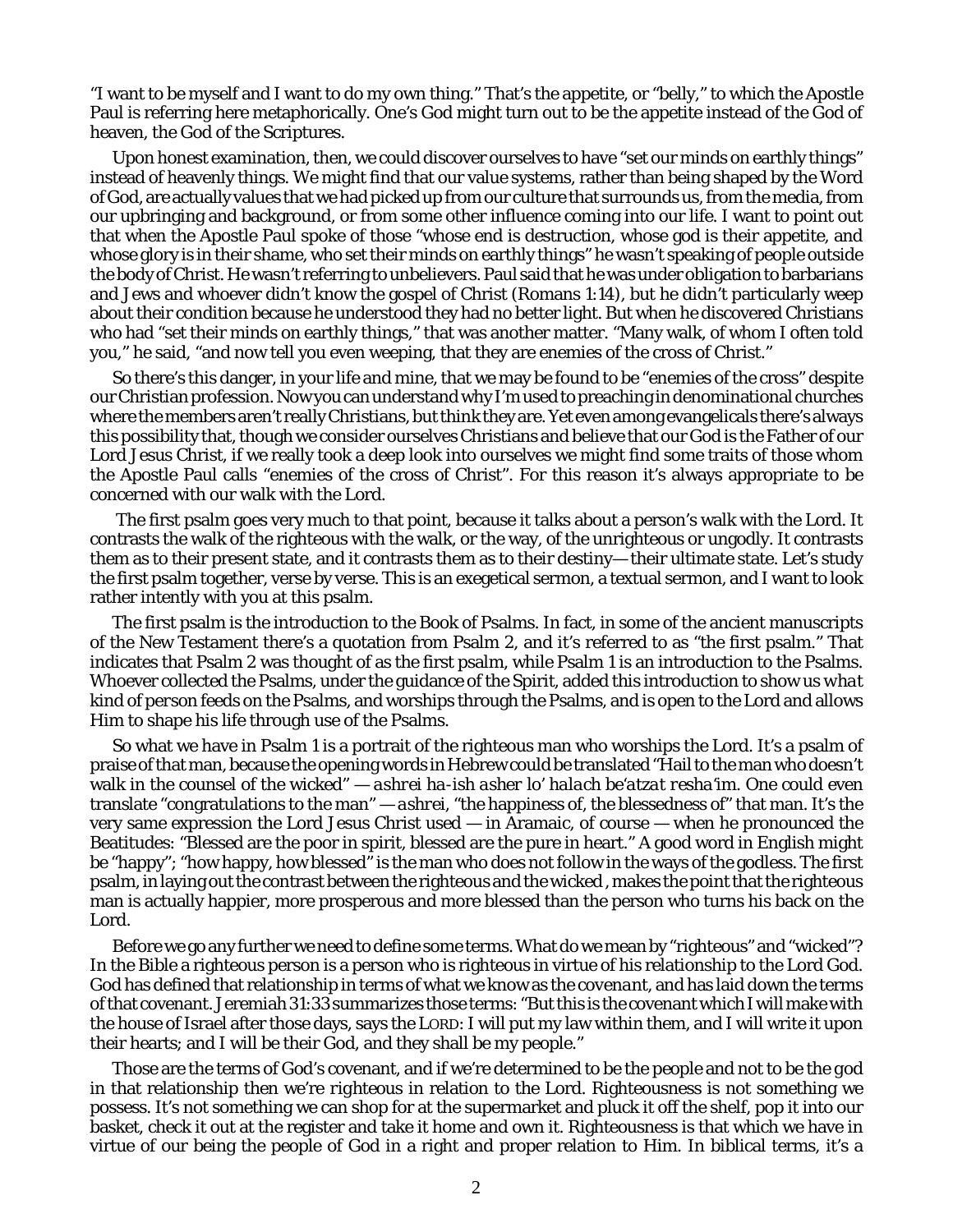"I want to be myself and I want to do my own thing." That's the appetite, or "belly," to which the Apostle Paul is referring here metaphorically. One's God might turn out to be the appetite instead of the God of heaven, the God of the Scriptures.

Upon honest examination, then, we could discover ourselves to have "set our minds on earthly things" instead of heavenly things. We might find that our value systems, rather than being shaped by the Word of God, are actually values that we had picked up from our culture that surrounds us, from the media, from our upbringing and background, or from some other influence coming into our life. I want to point out that when the Apostle Paul spoke of those "whose end is destruction, whose god is their appetite, and whose glory is in their shame, who set their minds on earthly things" he wasn't speaking of people outside the body of Christ. He wasn't referring to unbelievers. Paul said that he was under obligation to barbarians and Jews and whoever didn't know the gospel of Christ (Romans 1:14), but he didn't particularly weep about their condition because he understood they had no better light. But when he discovered Christians who had "set their minds on earthly things," that was another matter. "Many walk, of whom I often told you," he said, "and now tell you even weeping, that they are enemies of the cross of Christ."

So there's this danger, in your life and mine, that we may be found to be "enemies of the cross" despite our Christian profession. Now you can understand why I'm used to preaching in denominational churches where the members aren't really Christians, but think they are. Yet even among evangelicals there's always this possibility that, though we consider ourselves Christians and believe that our God is the Father of our Lord Jesus Christ, if we really took a deep look into ourselves we might find some traits of those whom the Apostle Paul calls "enemies of the cross of Christ". For this reason it's always appropriate to be concerned with our walk with the Lord.

The first psalm goes very much to that point, because it talks about a person's walk with the Lord. It contrasts the walk of the righteous with the walk, or the way, of the unrighteous or ungodly. It contrasts them as to their present state, and it contrasts them as to their destiny— their ultimate state. Let's study the first psalm together, verse by verse. This is an exegetical sermon, a textual sermon, and I want to look rather intently with you at this psalm.

The first psalm is the introduction to the Book of Psalms. In fact, in some of the ancient manuscripts of the New Testament there's a quotation from Psalm 2, and it's referred to as "the first psalm." That indicates that Psalm 2 was thought of as the first psalm, while Psalm 1 is an introduction to the Psalms. Whoever collected the Psalms, under the guidance of the Spirit, added this introduction to show us *what kind of person* feeds on the Psalms, and worships through the Psalms, and is open to the Lord and allows Him to shape his life through use of the Psalms.

So what we have in Psalm 1 is a portrait of the righteous man who worships the Lord. It's a psalm of praise of that man, because the opening words in Hebrew could be translated "Hail to the man who doesn't walk in the counsel of the wicked" — *ashrei ha-ish asher lo' halach be'atzat resha'im*. One could even translate "congratulations to the man" — *ashrei*, "the happiness of, the blessedness of" that man. It's the very same expression the Lord Jesus Christ used — in Aramaic, of course — when he pronounced the Beatitudes: "Blessed are the poor in spirit, blessed are the pure in heart." A good word in English might be "happy"; "how happy, how blessed" is the man who does not follow in the ways of the godless. The first psalm, in laying out the contrast between the righteous and the wicked , makes the point that the righteous man is actually happier, more prosperous and more blessed than the person who turns his back on the Lord.

Before we go any further we need to define some terms. What do we mean by "righteous" and "wicked"? In the Bible a righteous person is a person who is righteous in virtue of his relationship to the Lord God. God has defined that relationship in terms of what we know as the *covenant*, and has laid down the terms of that covenant. Jeremiah 31:33 summarizes those terms: "But this is the covenant which I will make with the house of Israel after those days, says the LORD: I will put my law within them, and I will write it upon their hearts; and I will be their God, and they shall be my people."

Those are the terms of God's covenant, and if we're determined to be the people and not to be the god in that relationship then we're righteous in relation to the Lord. Righteousness is not something we possess. It's not something we can shop for at the supermarket and pluck it off the shelf, pop it into our basket, check it out at the register and take it home and own it. Righteousness is that which we have in virtue of our being the people of God in a right and proper relation to Him. In biblical terms, it's a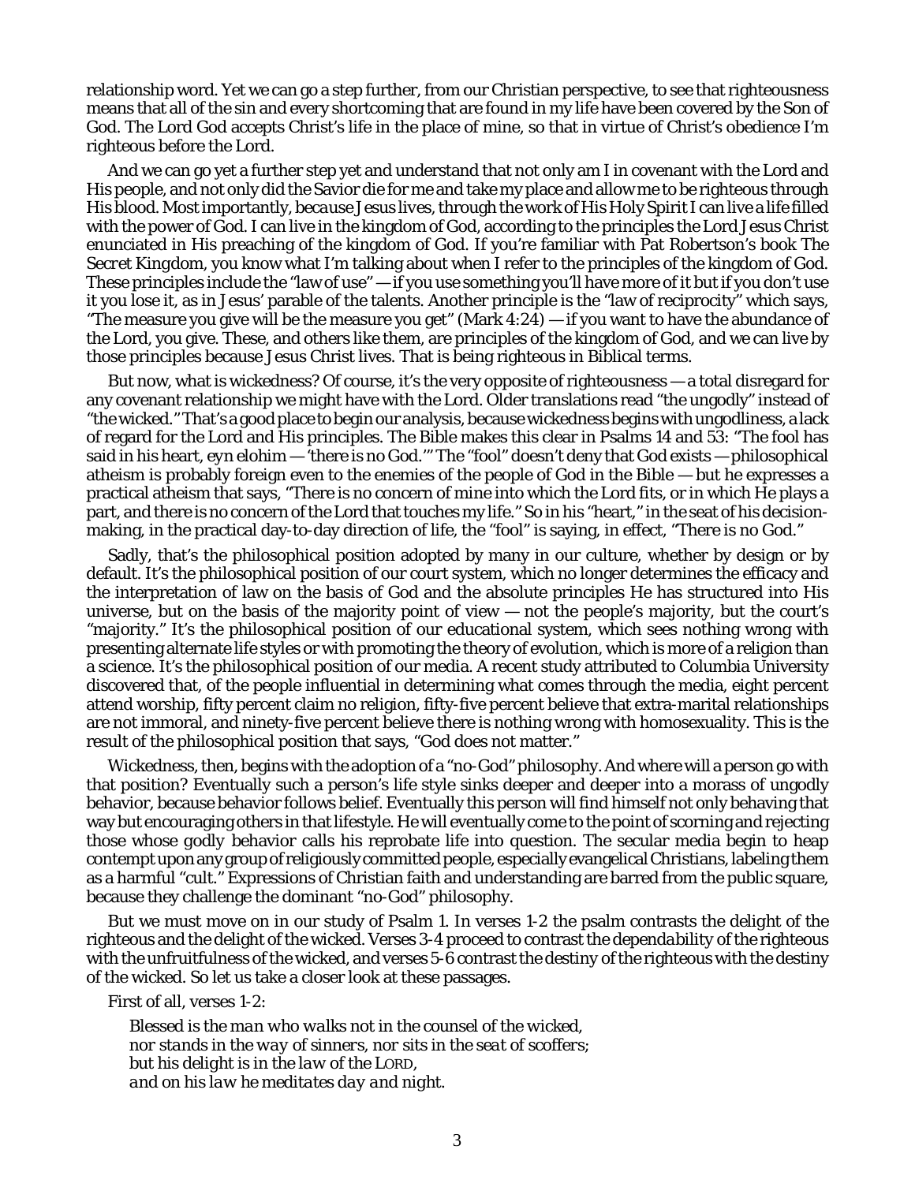relationship word. Yet we can go a step further, from our Christian perspective, to see that righteousness means that all of the sin and every shortcoming that are found in my life have been covered by the Son of God. The Lord God accepts Christ's life in the place of mine, so that in virtue of Christ's obedience I'm righteous before the Lord.

And we can go yet a further step yet and understand that not only am I in covenant with the Lord and His people, and not only did the Savior die for me and take my place and allow me to be righteous through His blood. Most importantly, *because* Jesus lives, through the work of His Holy Spirit I can live a life filled with the power of God. I can live in the kingdom of God, according to the principles the Lord Jesus Christ enunciated in His preaching of the kingdom of God. If you're familiar with Pat Robertson's book *The Secret Kingdom*, you know what I'm talking about when I refer to the principles of the kingdom of God. These principles include the "law of use" — if you use something you'll have more of it but if you don't use it you lose it, as in Jesus' parable of the talents. Another principle is the "law of reciprocity" which says, "The measure you give will be the measure you get" (Mark 4:24) — if you want to have the abundance of the Lord, you give. These, and others like them, are principles of the kingdom of God, and we can live by those principles because Jesus Christ lives. That is being righteous in Biblical terms.

But now, what is wickedness? Of course, it's the very opposite of righteousness — a total disregard for any covenant relationship we might have with the Lord. Older translations read "the ungodly" instead of "the wicked." That's a good place to begin our analysis, because wickedness begins with ungodliness, a lack of regard for the Lord and His principles. The Bible makes this clear in Psalms 14 and 53: "The fool has said in his heart, *eyn elohim* — 'there is no God.'" The "fool" doesn't deny that God exists — philosophical atheism is probably foreign even to the enemies of the people of God in the Bible — but he expresses a practical atheism that says, "There is no concern of mine into which the Lord fits, or in which He plays a part, and there is no concern of the Lord that touches my life." So in his "heart," in the seat of his decision-making, in the practical day-to-day direction of life, the "fool" is saying, in effect, "There is no God."

Sadly, that's the philosophical position adopted by many in our culture, whether by design or by default. It's the philosophical position of our court system, which no longer determines the efficacy and the interpretation of law on the basis of God and the absolute principles He has structured into His universe, but on the basis of the majority point of view — not the people's majority, but the court's "majority." It's the philosophical position of our educational system, which sees nothing wrong with presenting alternate life styles or with promoting the theory of evolution, which is more of a religion than a science. It's the philosophical position of our media. A recent study attributed to Columbia University discovered that, of the people influential in determining what comes through the media, eight percent attend worship, fifty percent claim no religion, fifty-five percent believe that extra-marital relationships are not immoral, and ninety-five percent believe there is nothing wrong with homosexuality. This is the result of the philosophical position that says, "God does not matter."

Wickedness, then, begins with the adoption of a "no-God" philosophy. And where will a person go with that position? Eventually such a person's life style sinks deeper and deeper into a morass of ungodly behavior, because behavior follows belief. Eventually this person will find himself not only behaving that way but encouraging others in that lifestyle. He will eventually come to the point of scorning and rejecting those whose godly behavior calls his reprobate life into question. The secular media begin to heap contempt upon any group of religiously committed people, especially evangelical Christians, labeling them as a harmful "cult." Expressions of Christian faith and understanding are barred from the public square, because they challenge the dominant "no-God" philosophy.

But we must move on in our study of Psalm 1. In verses 1-2 the psalm contrasts the delight of the righteous and the delight of the wicked. Verses 3-4 proceed to contrast the dependability of the righteous with the unfruitfulness of the wicked, and verses 5-6 contrast the destiny of the righteous with the destiny of the wicked. So let us take a closer look at these passages.

First of all, verses 1-2:

> *Blessed is the man who walks not in the counsel of the wicked,*
> *nor stands in the way of sinners, nor sits in the seat of scoffers;*
> *but his delight is in the law of the* LORD,
> *and on his law he meditates day and night.*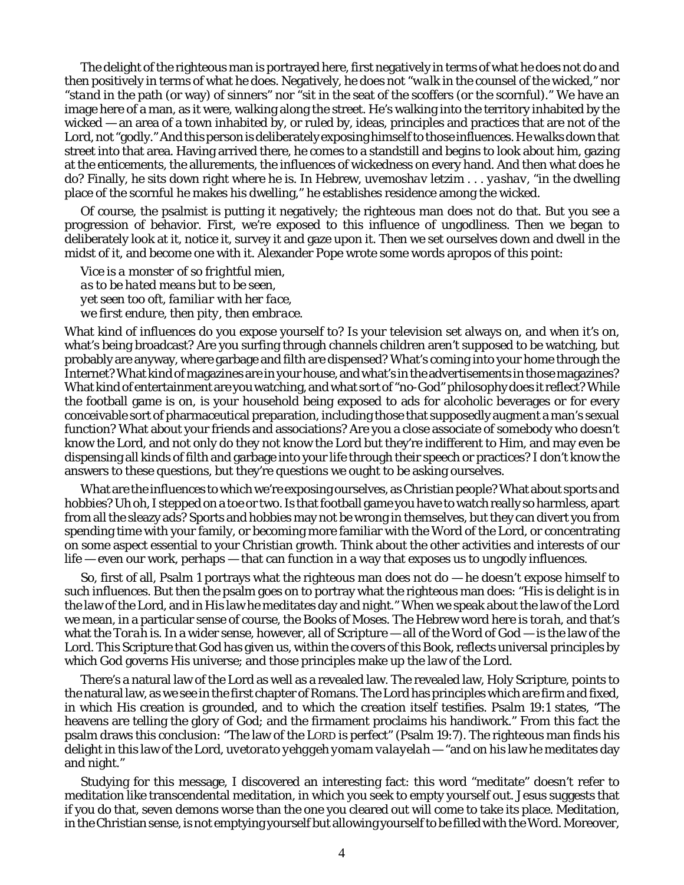The delight of the righteous man is portrayed here, first negatively in terms of what he does not do and then positively in terms of what he does. Negatively, he does not "*walk* in the counsel of the wicked," nor "*stand* in the path (or way) of sinners" nor "*sit* in the seat of the scoffers (or the scornful)." We have an image here of a man, as it were, walking along the street. He's walking into the territory inhabited by the wicked — an area of a town inhabited by, or ruled by, ideas, principles and practices that are not of the Lord, not "godly." And this person is deliberately exposing himself to those influences. He walks down that street into that area. Having arrived there, he comes to a standstill and begins to look about him, gazing at the enticements, the allurements, the influences of wickedness on every hand. And then what does he do? Finally, he sits down right where he is. In Hebrew, *uvemoshav letzim . . . yashav*, "in the dwelling place of the scornful he makes his dwelling," he establishes residence among the wicked.

Of course, the psalmist is putting it negatively; the righteous man does not do that. But you see a progression of behavior. First, we're exposed to this influence of ungodliness. Then we began to deliberately look at it, notice it, survey it and gaze upon it. Then we set ourselves down and dwell in the midst of it, and become one with it. Alexander Pope wrote some words apropos of this point:

*Vice is a monster of so frightful mien,*
*as to be hated means but to be seen,*
*yet seen too oft, familiar with her face,*
*we first endure, then pity, then embrace.*

What kind of influences do you expose yourself to? Is your television set always on, and when it's on, what's being broadcast? Are you surfing through channels children aren't supposed to be watching, but probably are anyway, where garbage and filth are dispensed? What's coming into your home through the Internet? What kind of magazines are in your house, and what's in the advertisements in those magazines? What kind of entertainment are you watching, and what sort of "no-God" philosophy does it reflect? While the football game is on, is your household being exposed to ads for alcoholic beverages or for every conceivable sort of pharmaceutical preparation, including those that supposedly augment a man's sexual function? What about your friends and associations? Are you a close associate of somebody who doesn't know the Lord, and not only do they not know the Lord but they're indifferent to Him, and may even be dispensing all kinds of filth and garbage into your life through their speech or practices? I don't know the answers to these questions, but they're questions we ought to be asking ourselves.

What are the influences to which we're exposing ourselves, as Christian people? What about sports and hobbies? Uh oh, I stepped on a toe or two. Is that football game you have to watch really so harmless, apart from all the sleazy ads? Sports and hobbies may not be wrong in themselves, but they can divert you from spending time with your family, or becoming more familiar with the Word of the Lord, or concentrating on some aspect essential to your Christian growth. Think about the other activities and interests of our life — even our work, perhaps — that can function in a way that exposes us to ungodly influences.

So, first of all, Psalm 1 portrays what the righteous man does not do — he doesn't expose himself to such influences. But then the psalm goes on to portray what the righteous man does: "His is delight is in the law of the Lord, and in His law he meditates day and night." When we speak about the law of the Lord we mean, in a particular sense of course, the Books of Moses. The Hebrew word here is *torah*, and that's what the *Torah* is. In a wider sense, however, all of Scripture — all of the Word of God — is the law of the Lord. This Scripture that God has given us, within the covers of this Book, reflects universal principles by which God governs His universe; and those principles make up the law of the Lord.

There's a natural law of the Lord as well as a revealed law. The revealed law, Holy Scripture, points to the natural law, as we see in the first chapter of Romans. The Lord has principles which are firm and fixed, in which His creation is grounded, and to which the creation itself testifies. Psalm 19:1 states, "The heavens are telling the glory of God; and the firmament proclaims his handiwork." From this fact the psalm draws this conclusion: "The law of the LORD is perfect" (Psalm 19:7). The righteous man finds his delight in this law of the Lord, *uvetorato yehggeh yomam valayelah* — "and on his law he meditates day and night."

Studying for this message, I discovered an interesting fact: this word "meditate" doesn't refer to meditation like transcendental meditation, in which you seek to empty yourself out. Jesus suggests that if you do that, seven demons worse than the one you cleared out will come to take its place. Meditation, in the Christian sense, is not emptying yourself but allowing yourself to be filled with the Word. Moreover,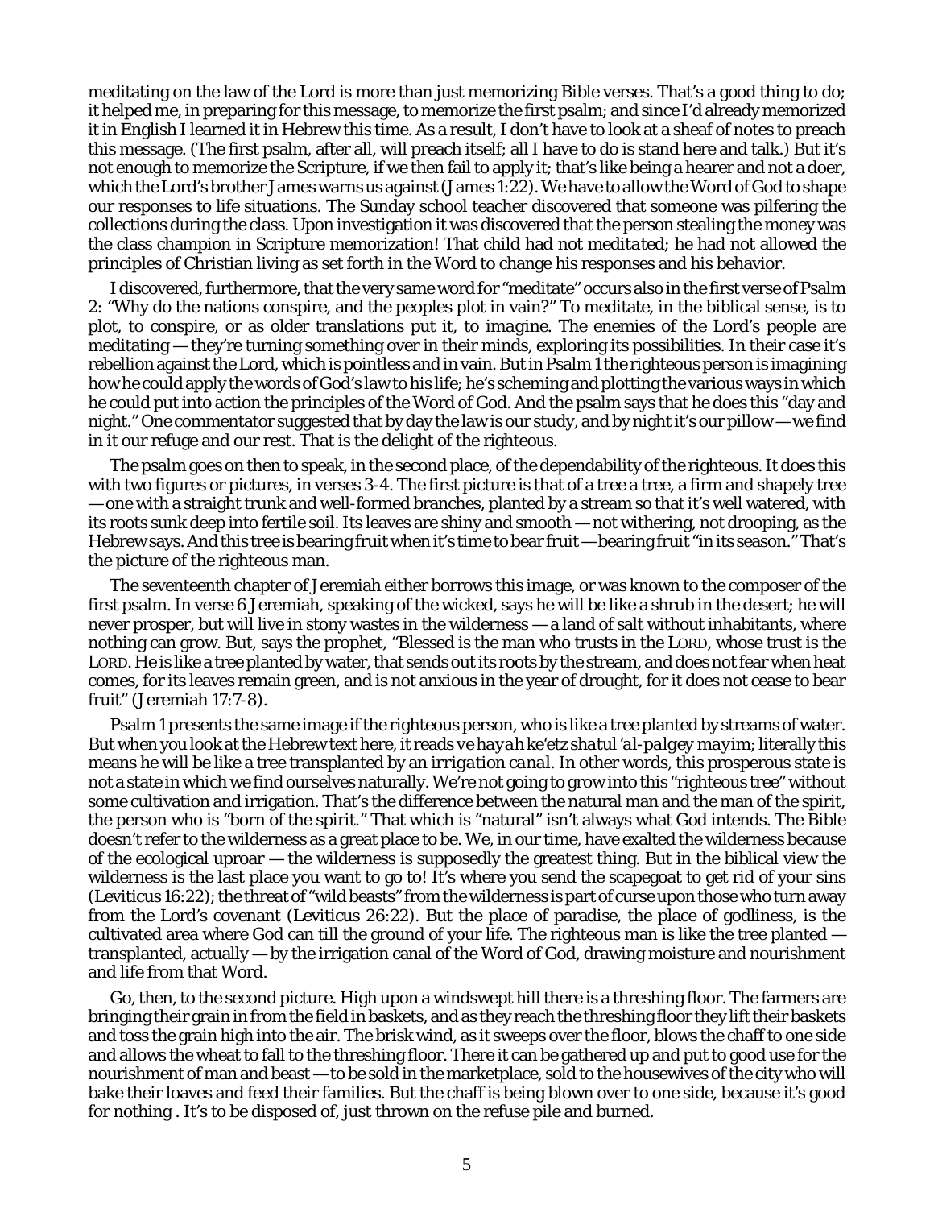meditating on the law of the Lord is more than just memorizing Bible verses. That's a good thing to do; it helped me, in preparing for this message, to memorize the first psalm; and since I'd already memorized it in English I learned it in Hebrew this time. As a result, I don't have to look at a sheaf of notes to preach this message. (The first psalm, after all, will preach itself; all I have to do is stand here and talk.) But it's not enough to memorize the Scripture, if we then fail to apply it; that's like being a hearer and not a doer, which the Lord's brother James warns us against (James 1:22). We have to allow the Word of God to shape our responses to life situations. The Sunday school teacher discovered that someone was pilfering the collections during the class. Upon investigation it was discovered that the person stealing the money was the class champion in Scripture memorization! That child had not *meditated*; he had not allowed the principles of Christian living as set forth in the Word to change his responses and his behavior.

I discovered, furthermore, that the very same word for "meditate" occurs also in the first verse of Psalm 2: "Why do the nations conspire, and the peoples plot in vain?" To meditate, in the biblical sense, is to plot, to conspire, or as older translations put it, to *imagine*. The enemies of the Lord's people are meditating — they're turning something over in their minds, exploring its possibilities. In their case it's rebellion against the Lord, which is pointless and in vain. But in Psalm 1 the righteous person is imagining how he could apply the words of God's law to his life; he's scheming and plotting the various ways in which he could put into action the principles of the Word of God. And the psalm says that he does this "day and night." One commentator suggested that by day the law is our study, and by night it's our pillow — we find in it our refuge and our rest. That is the delight of the righteous.

The psalm goes on then to speak, in the second place, of the dependability of the righteous. It does this with two figures or pictures, in verses 3-4. The first picture is that of a tree a tree, a firm and shapely tree — one with a straight trunk and well-formed branches, planted by a stream so that it's well watered, with its roots sunk deep into fertile soil. Its leaves are shiny and smooth — not withering, not drooping, as the Hebrew says. And this tree is bearing fruit when it's time to bear fruit — bearing fruit "in its season." That's the picture of the righteous man.

The seventeenth chapter of Jeremiah either borrows this image, or was known to the composer of the first psalm. In verse 6 Jeremiah, speaking of the wicked, says he will be like a shrub in the desert; he will never prosper, but will live in stony wastes in the wilderness — a land of salt without inhabitants, where nothing can grow. But, says the prophet, "Blessed is the man who trusts in the LORD, whose trust is the LORD. He is like a tree planted by water, that sends out its roots by the stream, and does not fear when heat comes, for its leaves remain green, and is not anxious in the year of drought, for it does not cease to bear fruit" (Jeremiah 17:7-8).

Psalm 1 presents the same image if the righteous person, who is like a tree planted by streams of water. But when you look at the Hebrew text here, it reads *ve hayah ke'etz shatul 'al-palgey mayim*; literally this means he will be like a tree transplanted by an *irrigation canal*. In other words, this prosperous state is not a state in which we find ourselves naturally. We're not going to grow into this "righteous tree" without some cultivation and irrigation. That's the difference between the natural man and the man of the spirit, the person who is "born of the spirit." That which is "natural" isn't always what God intends. The Bible doesn't refer to the wilderness as a great place to be. We, in our time, have exalted the wilderness because of the ecological uproar — the wilderness is supposedly the greatest thing. But in the biblical view the wilderness is the last place you want to go to! It's where you send the scapegoat to get rid of your sins (Leviticus 16:22); the threat of "wild beasts" from the wilderness is part of curse upon those who turn away from the Lord's covenant (Leviticus 26:22). But the place of paradise, the place of godliness, is the cultivated area where God can till the ground of your life. The righteous man is like the tree planted — transplanted, actually — by the irrigation canal of the Word of God, drawing moisture and nourishment and life from that Word.

Go, then, to the second picture. High upon a windswept hill there is a threshing floor. The farmers are bringing their grain in from the field in baskets, and as they reach the threshing floor they lift their baskets and toss the grain high into the air. The brisk wind, as it sweeps over the floor, blows the chaff to one side and allows the wheat to fall to the threshing floor. There it can be gathered up and put to good use for the nourishment of man and beast — to be sold in the marketplace, sold to the housewives of the city who will bake their loaves and feed their families. But the chaff is being blown over to one side, because it's good for nothing . It's to be disposed of, just thrown on the refuse pile and burned.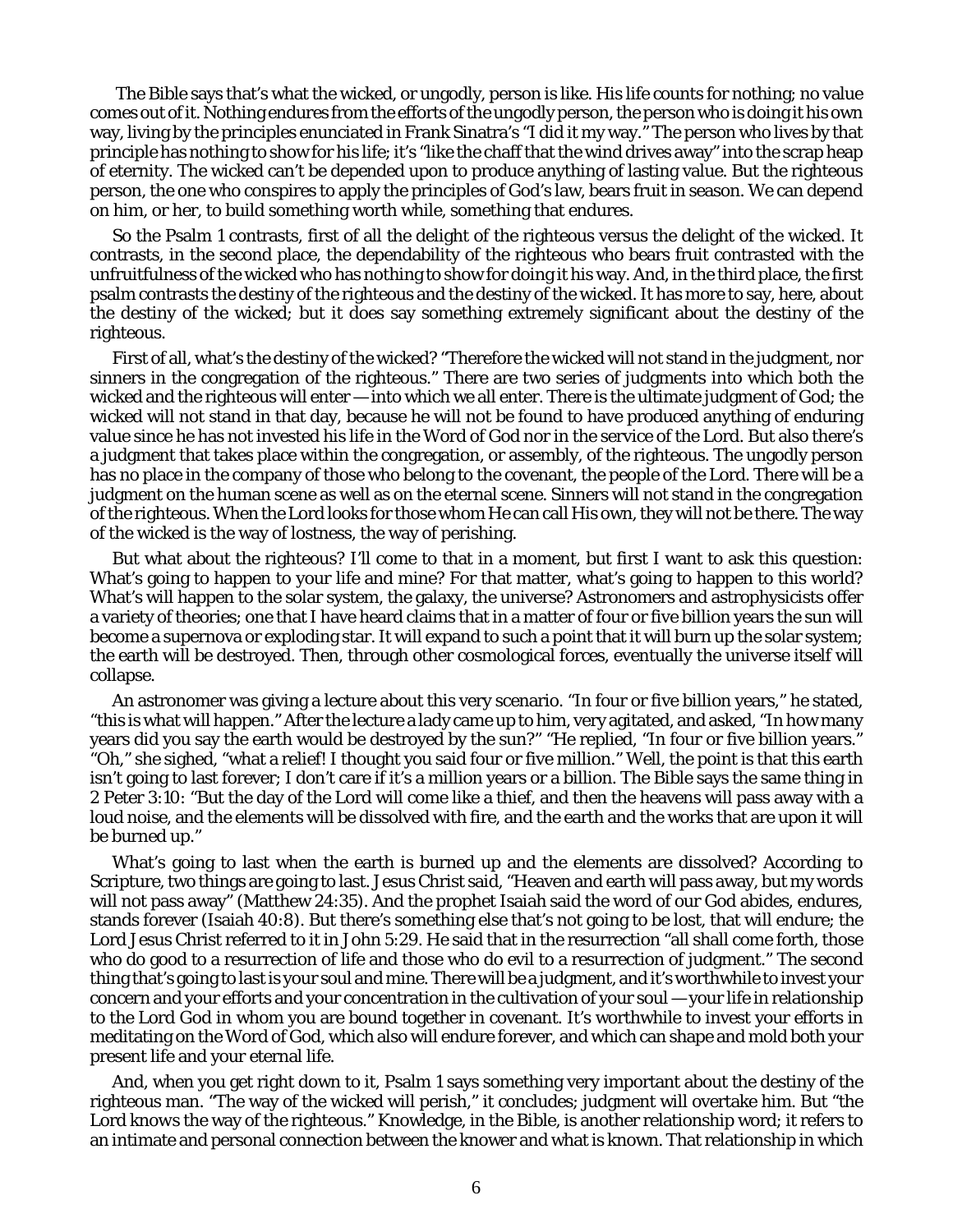The Bible says that's what the wicked, or ungodly, person is like. His life counts for nothing; no value comes out of it. Nothing endures from the efforts of the ungodly person, the person who is doing it his own way, living by the principles enunciated in Frank Sinatra's "I did it my way." The person who lives by that principle has nothing to show for his life; it's "like the chaff that the wind drives away" into the scrap heap of eternity. The wicked can't be depended upon to produce anything of lasting value. But the righteous person, the one who conspires to apply the principles of God's law, bears fruit in season. We can depend on him, or her, to build something worth while, something that endures.

So the Psalm 1 contrasts, first of all the delight of the righteous versus the delight of the wicked. It contrasts, in the second place, the dependability of the righteous who bears fruit contrasted with the unfruitfulness of the wicked who has nothing to show for doing it his way. And, in the third place, the first psalm contrasts the destiny of the righteous and the destiny of the wicked. It has more to say, here, about the destiny of the wicked; but it does say something extremely significant about the destiny of the righteous.

First of all, what's the destiny of the wicked? "Therefore the wicked will not stand in the judgment, nor sinners in the congregation of the righteous." There are two series of judgments into which both the wicked and the righteous will enter — into which we all enter. There is the ultimate judgment of God; the wicked will not stand in that day, because he will not be found to have produced anything of enduring value since he has not invested his life in the Word of God nor in the service of the Lord. But also there's a judgment that takes place within the congregation, or assembly, of the righteous. The ungodly person has no place in the company of those who belong to the covenant, the people of the Lord. There will be a judgment on the human scene as well as on the eternal scene. Sinners will not stand in the congregation of the righteous. When the Lord looks for those whom He can call His own, they will not be there. The way of the wicked is the way of lostness, the way of perishing.

But what about the righteous? I'll come to that in a moment, but first I want to ask this question: What's going to happen to your life and mine? For that matter, what's going to happen to this world? What's will happen to the solar system, the galaxy, the universe? Astronomers and astrophysicists offer a variety of theories; one that I have heard claims that in a matter of four or five billion years the sun will become a supernova or exploding star. It will expand to such a point that it will burn up the solar system; the earth will be destroyed. Then, through other cosmological forces, eventually the universe itself will collapse.

An astronomer was giving a lecture about this very scenario. "In four or five billion years," he stated, "this is what will happen." After the lecture a lady came up to him, very agitated, and asked, "In how many years did you say the earth would be destroyed by the sun?" "He replied, "In four or five billion years." "Oh," she sighed, "what a relief! I thought you said four or five million." Well, the point is that this earth isn't going to last forever; I don't care if it's a million years or a billion. The Bible says the same thing in 2 Peter 3:10: "But the day of the Lord will come like a thief, and then the heavens will pass away with a loud noise, and the elements will be dissolved with fire, and the earth and the works that are upon it will be burned up."

What's going to last when the earth is burned up and the elements are dissolved? According to Scripture, two things are going to last. Jesus Christ said, "Heaven and earth will pass away, but my words will not pass away" (Matthew 24:35). And the prophet Isaiah said the word of our God abides, endures, stands forever (Isaiah 40:8). But there's something else that's not going to be lost, that will endure; the Lord Jesus Christ referred to it in John 5:29. He said that in the resurrection "all shall come forth, those who do good to a resurrection of life and those who do evil to a resurrection of judgment." The second thing that's going to last is your soul and mine. There will be a judgment, and it's worthwhile to invest your concern and your efforts and your concentration in the cultivation of your soul — your life in relationship to the Lord God in whom you are bound together in covenant. It's worthwhile to invest your efforts in meditating on the Word of God, which also will endure forever, and which can shape and mold both your present life and your eternal life.

And, when you get right down to it, Psalm 1 says something very important about the destiny of the righteous man. "The way of the wicked will perish," it concludes; judgment will overtake him. But "the Lord knows the way of the righteous." Knowledge, in the Bible, is another relationship word; it refers to an intimate and personal connection between the knower and what is known. That relationship in which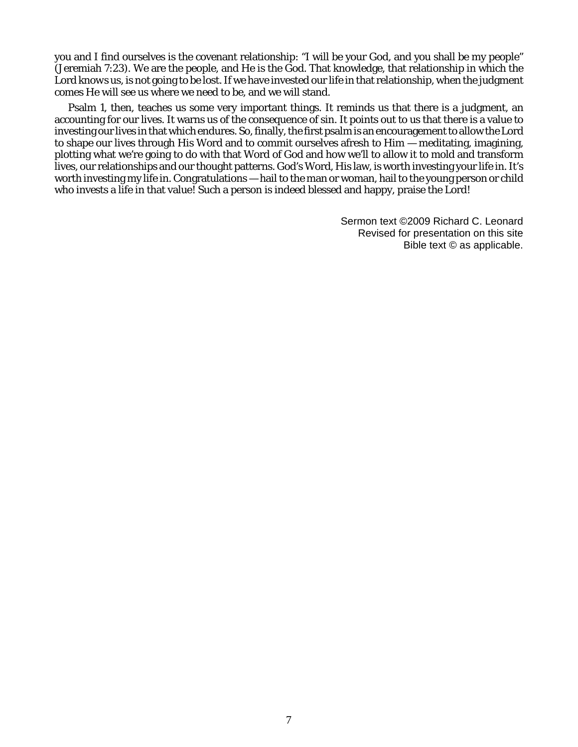you and I find ourselves is the covenant relationship: "I will be your God, and you shall be my people" (Jeremiah 7:23). We are the people, and He is the God. That knowledge, that relationship in which the Lord knows us, is not going to be lost. If we have invested our life in that relationship, when the judgment comes He will see us where we need to be, and we will stand.

Psalm 1, then, teaches us some very important things. It reminds us that there is a judgment, an accounting for our lives. It warns us of the consequence of sin. It points out to us that there is a value to investing our lives in that which endures. So, finally, the first psalm is an encouragement to allow the Lord to shape our lives through His Word and to commit ourselves afresh to Him — meditating, imagining, plotting what we're going to do with that Word of God and how we'll to allow it to mold and transform lives, our relationships and our thought patterns. God's Word, His law, is worth investing your life in. It's worth investing my life in. Congratulations — hail to the man or woman, hail to the young person or child who invests a life in that value! Such a person is indeed blessed and happy, praise the Lord!

Sermon text ©2009 Richard C. Leonard
Revised for presentation on this site
Bible text © as applicable.